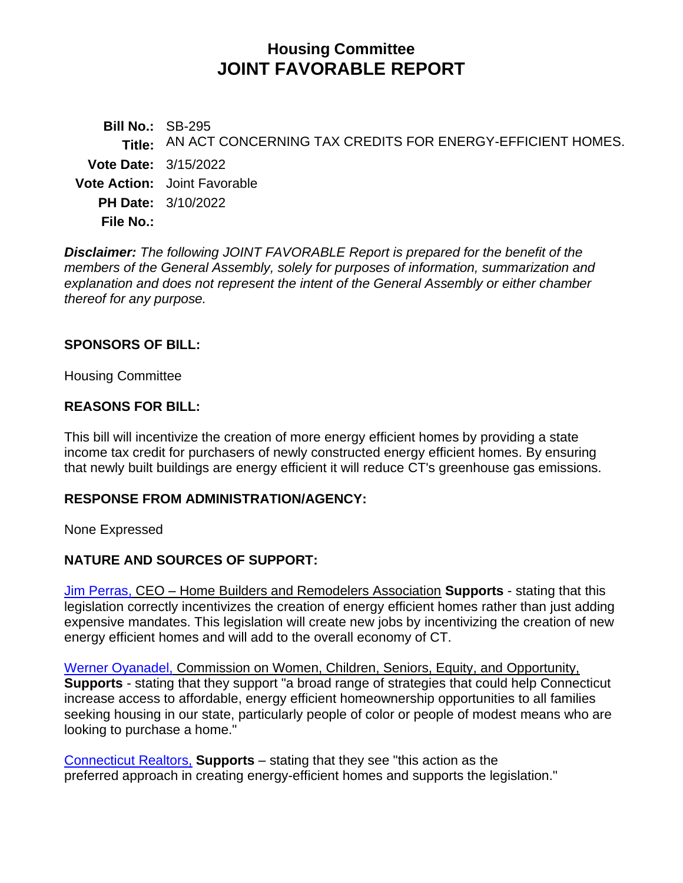# Housing Committee
# JOINT FAVORABLE REPORT

**Bill No.:** SB-295
**Title:** AN ACT CONCERNING TAX CREDITS FOR ENERGY-EFFICIENT HOMES.
**Vote Date:** 3/15/2022
**Vote Action:** Joint Favorable
**PH Date:** 3/10/2022
**File No.:**

***Disclaimer:*** *The following JOINT FAVORABLE Report is prepared for the benefit of the members of the General Assembly, solely for purposes of information, summarization and explanation and does not represent the intent of the General Assembly or either chamber thereof for any purpose.*

## SPONSORS OF BILL:

Housing Committee

## REASONS FOR BILL:

This bill will incentivize the creation of more energy efficient homes by providing a state income tax credit for purchasers of newly constructed energy efficient homes. By ensuring that newly built buildings are energy efficient it will reduce CT's greenhouse gas emissions.

## RESPONSE FROM ADMINISTRATION/AGENCY:

None Expressed

## NATURE AND SOURCES OF SUPPORT:

Jim Perras, CEO – Home Builders and Remodelers Association **Supports** - stating that this legislation correctly incentivizes the creation of energy efficient homes rather than just adding expensive mandates. This legislation will create new jobs by incentivizing the creation of new energy efficient homes and will add to the overall economy of CT.

Werner Oyanadel, Commission on Women, Children, Seniors, Equity, and Opportunity, **Supports** - stating that they support "a broad range of strategies that could help Connecticut increase access to affordable, energy efficient homeownership opportunities to all families seeking housing in our state, particularly people of color or people of modest means who are looking to purchase a home."

Connecticut Realtors, **Supports** – stating that they see "this action as the preferred approach in creating energy-efficient homes and supports the legislation."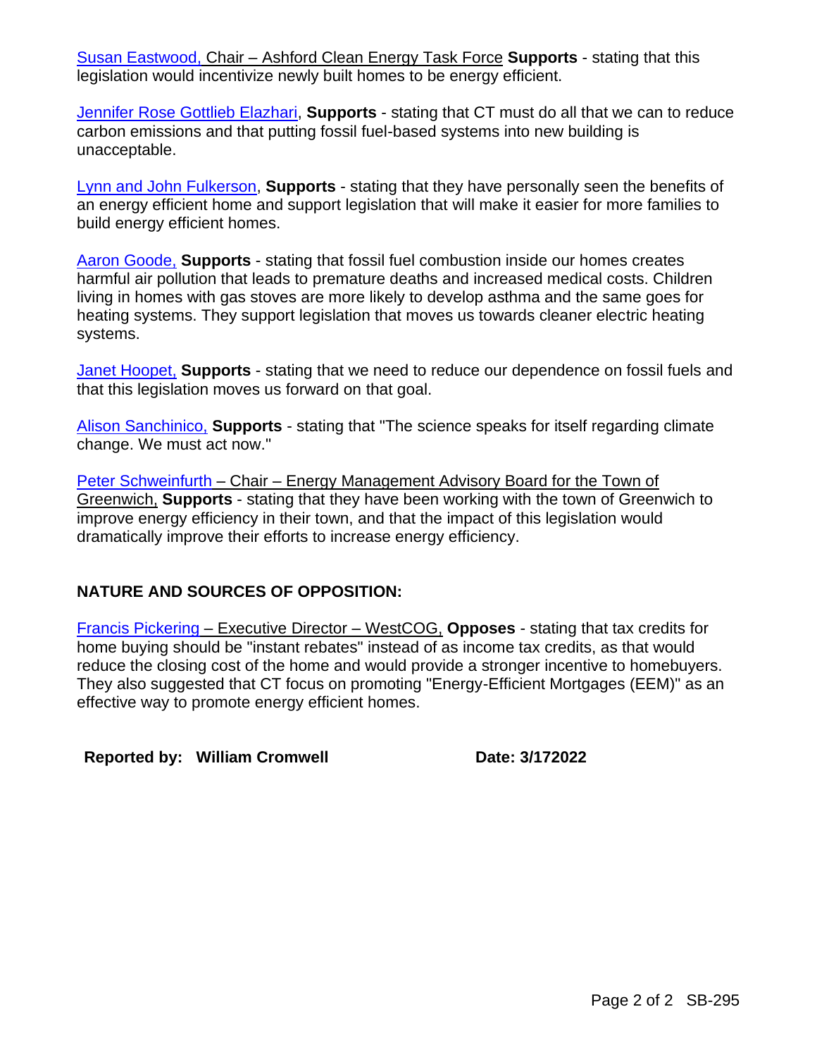Susan Eastwood, Chair – Ashford Clean Energy Task Force **Supports** - stating that this legislation would incentivize newly built homes to be energy efficient.

Jennifer Rose Gottlieb Elazhari, **Supports** - stating that CT must do all that we can to reduce carbon emissions and that putting fossil fuel-based systems into new building is unacceptable.

Lynn and John Fulkerson, **Supports** - stating that they have personally seen the benefits of an energy efficient home and support legislation that will make it easier for more families to build energy efficient homes.

Aaron Goode, **Supports** - stating that fossil fuel combustion inside our homes creates harmful air pollution that leads to premature deaths and increased medical costs. Children living in homes with gas stoves are more likely to develop asthma and the same goes for heating systems. They support legislation that moves us towards cleaner electric heating systems.

Janet Hoopet, **Supports** - stating that we need to reduce our dependence on fossil fuels and that this legislation moves us forward on that goal.

Alison Sanchinico, **Supports** - stating that "The science speaks for itself regarding climate change. We must act now."

Peter Schweinfurth – Chair – Energy Management Advisory Board for the Town of Greenwich, **Supports** - stating that they have been working with the town of Greenwich to improve energy efficiency in their town, and that the impact of this legislation would dramatically improve their efforts to increase energy efficiency.

**NATURE AND SOURCES OF OPPOSITION:**

Francis Pickering – Executive Director – WestCOG, **Opposes** - stating that tax credits for home buying should be "instant rebates" instead of as income tax credits, as that would reduce the closing cost of the home and would provide a stronger incentive to homebuyers. They also suggested that CT focus on promoting "Energy-Efficient Mortgages (EEM)" as an effective way to promote energy efficient homes.

**Reported by: William Cromwell** **Date: 3/172022**